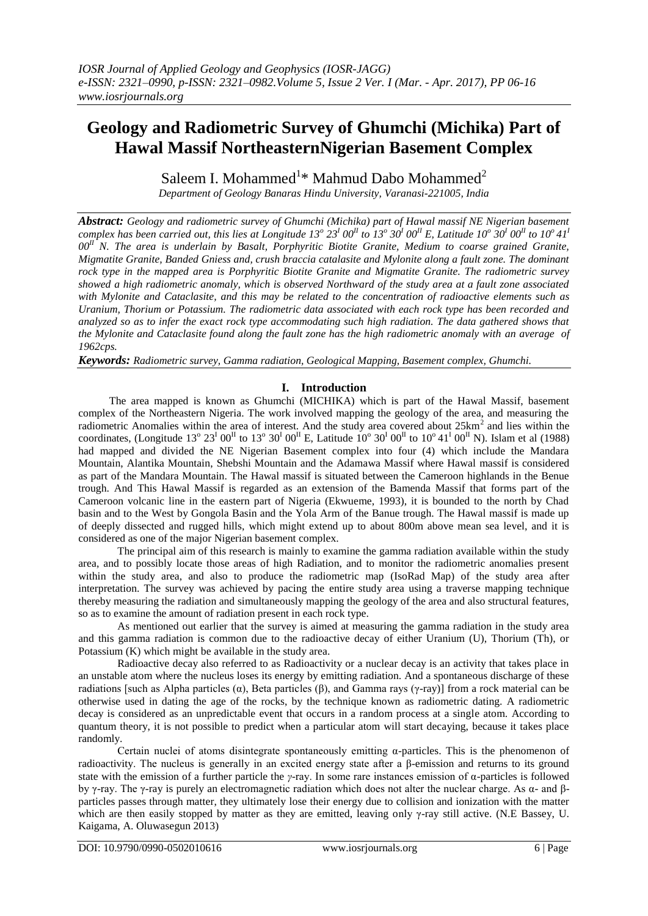# Geology and Radiometric Survey of Ghumchi (Michika) Part of Hawal Massif NortheasternNigerian Basement Complex

Saleem I. Mohammed[1]* Mahmud Dabo Mohammed[2]

*Department of Geology Banaras Hindu University, Varanasi-221005, India*

***Abstract:*** *Geology and radiometric survey of Ghumchi (Michika) part of Hawal massif NE Nigerian basement complex has been carried out, this lies at Longitude 13$^{o}$ 23$^{I}$ 00$^{II}$ to 13$^{o}$ 30$^{I}$ 00$^{II}$ E, Latitude 10$^{o}$ 30$^{I}$ 00$^{II}$ to 10$^{o}$ 41$^{I}$ 00$^{II}$ N. The area is underlain by Basalt, Porphyritic Biotite Granite, Medium to coarse grained Granite, Migmatite Granite, Banded Gniess and, crush braccia catalasite and Mylonite along a fault zone. The dominant rock type in the mapped area is Porphyritic Biotite Granite and Migmatite Granite. The radiometric survey showed a high radiometric anomaly, which is observed Northward of the study area at a fault zone associated with Mylonite and Cataclasite, and this may be related to the concentration of radioactive elements such as Uranium, Thorium or Potassium. The radiometric data associated with each rock type has been recorded and analyzed so as to infer the exact rock type accommodating such high radiation. The data gathered shows that the Mylonite and Cataclasite found along the fault zone has the high radiometric anomaly with an average of 1962cps.*

***Keywords:*** *Radiometric survey, Gamma radiation, Geological Mapping, Basement complex, Ghumchi.*

## I. Introduction

The area mapped is known as Ghumchi (MICHIKA) which is part of the Hawal Massif, basement complex of the Northeastern Nigeria. The work involved mapping the geology of the area, and measuring the radiometric Anomalies within the area of interest. And the study area covered about 25km$^2$ and lies within the coordinates, (Longitude 13$^{o}$ 23$^{I}$ 00$^{II}$ to 13$^{o}$ 30$^{I}$ 00$^{II}$ E, Latitude 10$^{o}$ 30$^{I}$ 00$^{II}$ to 10$^{o}$ 41$^{I}$ 00$^{II}$ N). Islam et al (1988) had mapped and divided the NE Nigerian Basement complex into four (4) which include the Mandara Mountain, Alantika Mountain, Shebshi Mountain and the Adamawa Massif where Hawal massif is considered as part of the Mandara Mountain. The Hawal massif is situated between the Cameroon highlands in the Benue trough. And This Hawal Massif is regarded as an extension of the Bamenda Massif that forms part of the Cameroon volcanic line in the eastern part of Nigeria (Ekwueme, 1993), it is bounded to the north by Chad basin and to the West by Gongola Basin and the Yola Arm of the Banue trough. The Hawal massif is made up of deeply dissected and rugged hills, which might extend up to about 800m above mean sea level, and it is considered as one of the major Nigerian basement complex.

The principal aim of this research is mainly to examine the gamma radiation available within the study area, and to possibly locate those areas of high Radiation, and to monitor the radiometric anomalies present within the study area, and also to produce the radiometric map (IsoRad Map) of the study area after interpretation. The survey was achieved by pacing the entire study area using a traverse mapping technique thereby measuring the radiation and simultaneously mapping the geology of the area and also structural features, so as to examine the amount of radiation present in each rock type.

As mentioned out earlier that the survey is aimed at measuring the gamma radiation in the study area and this gamma radiation is common due to the radioactive decay of either Uranium (U), Thorium (Th), or Potassium (K) which might be available in the study area.

Radioactive decay also referred to as Radioactivity or a nuclear decay is an activity that takes place in an unstable atom where the nucleus loses its energy by emitting radiation. And a spontaneous discharge of these radiations [such as Alpha particles (α), Beta particles (β), and Gamma rays (γ-ray)] from a rock material can be otherwise used in dating the age of the rocks, by the technique known as radiometric dating. A radiometric decay is considered as an unpredictable event that occurs in a random process at a single atom. According to quantum theory, it is not possible to predict when a particular atom will start decaying, because it takes place randomly.

Certain nuclei of atoms disintegrate spontaneously emitting α-particles. This is the phenomenon of radioactivity. The nucleus is generally in an excited energy state after a β-emission and returns to its ground state with the emission of a further particle the *γ*-ray. In some rare instances emission of α-particles is followed by γ-ray. The γ-ray is purely an electromagnetic radiation which does not alter the nuclear charge. As α- and β-particles passes through matter, they ultimately lose their energy due to collision and ionization with the matter which are then easily stopped by matter as they are emitted, leaving only γ-ray still active. (N.E Bassey, U. Kaigama, A. Oluwasegun 2013)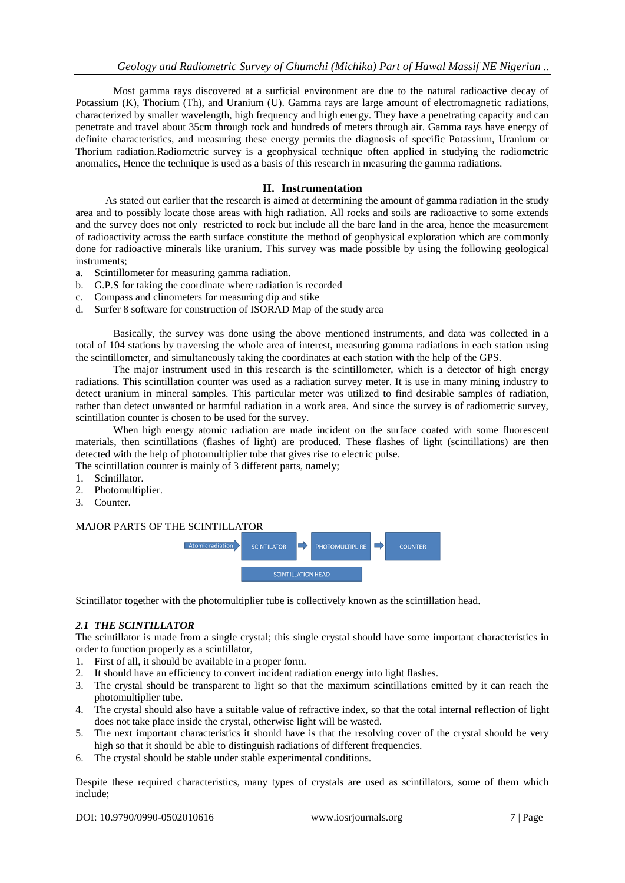Most gamma rays discovered at a surficial environment are due to the natural radioactive decay of Potassium (K), Thorium (Th), and Uranium (U). Gamma rays are large amount of electromagnetic radiations, characterized by smaller wavelength, high frequency and high energy. They have a penetrating capacity and can penetrate and travel about 35cm through rock and hundreds of meters through air. Gamma rays have energy of definite characteristics, and measuring these energy permits the diagnosis of specific Potassium, Uranium or Thorium radiation.Radiometric survey is a geophysical technique often applied in studying the radiometric anomalies, Hence the technique is used as a basis of this research in measuring the gamma radiations.

## II. Instrumentation

As stated out earlier that the research is aimed at determining the amount of gamma radiation in the study area and to possibly locate those areas with high radiation. All rocks and soils are radioactive to some extends and the survey does not only restricted to rock but include all the bare land in the area, hence the measurement of radioactivity across the earth surface constitute the method of geophysical exploration which are commonly done for radioactive minerals like uranium. This survey was made possible by using the following geological instruments;

a. Scintillometer for measuring gamma radiation.
b. G.P.S for taking the coordinate where radiation is recorded
c. Compass and clinometers for measuring dip and stike
d. Surfer 8 software for construction of ISORAD Map of the study area

Basically, the survey was done using the above mentioned instruments, and data was collected in a total of 104 stations by traversing the whole area of interest, measuring gamma radiations in each station using the scintillometer, and simultaneously taking the coordinates at each station with the help of the GPS.

The major instrument used in this research is the scintillometer, which is a detector of high energy radiations. This scintillation counter was used as a radiation survey meter. It is use in many mining industry to detect uranium in mineral samples. This particular meter was utilized to find desirable samples of radiation, rather than detect unwanted or harmful radiation in a work area. And since the survey is of radiometric survey, scintillation counter is chosen to be used for the survey.

When high energy atomic radiation are made incident on the surface coated with some fluorescent materials, then scintillations (flashes of light) are produced. These flashes of light (scintillations) are then detected with the help of photomultiplier tube that gives rise to electric pulse.

The scintillation counter is mainly of 3 different parts, namely;

1. Scintillator.
2. Photomultiplier.
3. Counter.

MAJOR PARTS OF THE SCINTILLATOR

Atomic radiation → SCINTILATOR → PHOTOMULTIPLIRE → COUNTER

SCINTILLATION HEAD

Scintillator together with the photomultiplier tube is collectively known as the scintillation head.

### *2.1 THE SCINTILLATOR*

The scintillator is made from a single crystal; this single crystal should have some important characteristics in order to function properly as a scintillator,

1. First of all, it should be available in a proper form.
2. It should have an efficiency to convert incident radiation energy into light flashes.
3. The crystal should be transparent to light so that the maximum scintillations emitted by it can reach the photomultiplier tube.
4. The crystal should also have a suitable value of refractive index, so that the total internal reflection of light does not take place inside the crystal, otherwise light will be wasted.
5. The next important characteristics it should have is that the resolving cover of the crystal should be very high so that it should be able to distinguish radiations of different frequencies.
6. The crystal should be stable under stable experimental conditions.

Despite these required characteristics, many types of crystals are used as scintillators, some of them which include;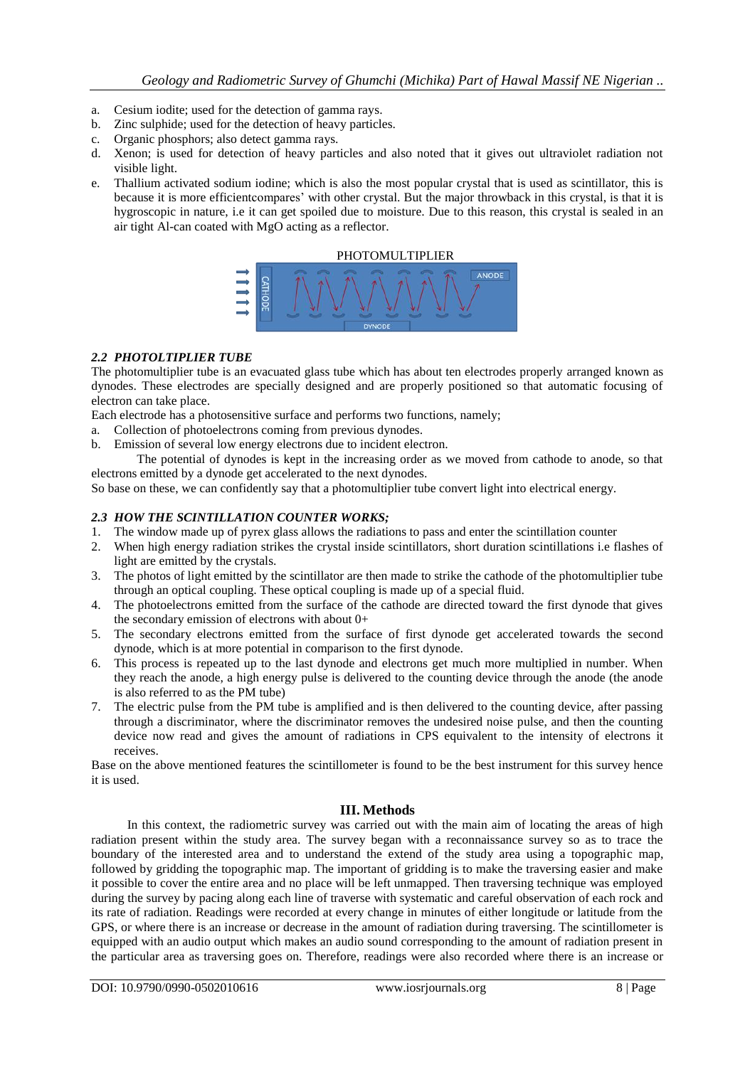a. Cesium iodite; used for the detection of gamma rays.
b. Zinc sulphide; used for the detection of heavy particles.
c. Organic phosphors; also detect gamma rays.
d. Xenon; is used for detection of heavy particles and also noted that it gives out ultraviolet radiation not visible light.
e. Thallium activated sodium iodine; which is also the most popular crystal that is used as scintillator, this is because it is more efficientcompares' with other crystal. But the major throwback in this crystal, is that it is hygroscopic in nature, i.e it can get spoiled due to moisture. Due to this reason, this crystal is sealed in an air tight Al-can coated with MgO acting as a reflector.

PHOTOMULTIPLIER

CATHODE ANODE DYNODE

### *2.2 PHOTOLTIPLIER TUBE*

The photomultiplier tube is an evacuated glass tube which has about ten electrodes properly arranged known as dynodes. These electrodes are specially designed and are properly positioned so that automatic focusing of electron can take place.

Each electrode has a photosensitive surface and performs two functions, namely;

a. Collection of photoelectrons coming from previous dynodes.
b. Emission of several low energy electrons due to incident electron.

The potential of dynodes is kept in the increasing order as we moved from cathode to anode, so that electrons emitted by a dynode get accelerated to the next dynodes.

So base on these, we can confidently say that a photomultiplier tube convert light into electrical energy.

### *2.3 HOW THE SCINTILLATION COUNTER WORKS;*

1. The window made up of pyrex glass allows the radiations to pass and enter the scintillation counter
2. When high energy radiation strikes the crystal inside scintillators, short duration scintillations i.e flashes of light are emitted by the crystals.
3. The photos of light emitted by the scintillator are then made to strike the cathode of the photomultiplier tube through an optical coupling. These optical coupling is made up of a special fluid.
4. The photoelectrons emitted from the surface of the cathode are directed toward the first dynode that gives the secondary emission of electrons with about 0+
5. The secondary electrons emitted from the surface of first dynode get accelerated towards the second dynode, which is at more potential in comparison to the first dynode.
6. This process is repeated up to the last dynode and electrons get much more multiplied in number. When they reach the anode, a high energy pulse is delivered to the counting device through the anode (the anode is also referred to as the PM tube)
7. The electric pulse from the PM tube is amplified and is then delivered to the counting device, after passing through a discriminator, where the discriminator removes the undesired noise pulse, and then the counting device now read and gives the amount of radiations in CPS equivalent to the intensity of electrons it receives.

Base on the above mentioned features the scintillometer is found to be the best instrument for this survey hence it is used.

## III. Methods

In this context, the radiometric survey was carried out with the main aim of locating the areas of high radiation present within the study area. The survey began with a reconnaissance survey so as to trace the boundary of the interested area and to understand the extend of the study area using a topographic map, followed by gridding the topographic map. The important of gridding is to make the traversing easier and make it possible to cover the entire area and no place will be left unmapped. Then traversing technique was employed during the survey by pacing along each line of traverse with systematic and careful observation of each rock and its rate of radiation. Readings were recorded at every change in minutes of either longitude or latitude from the GPS, or where there is an increase or decrease in the amount of radiation during traversing. The scintillometer is equipped with an audio output which makes an audio sound corresponding to the amount of radiation present in the particular area as traversing goes on. Therefore, readings were also recorded where there is an increase or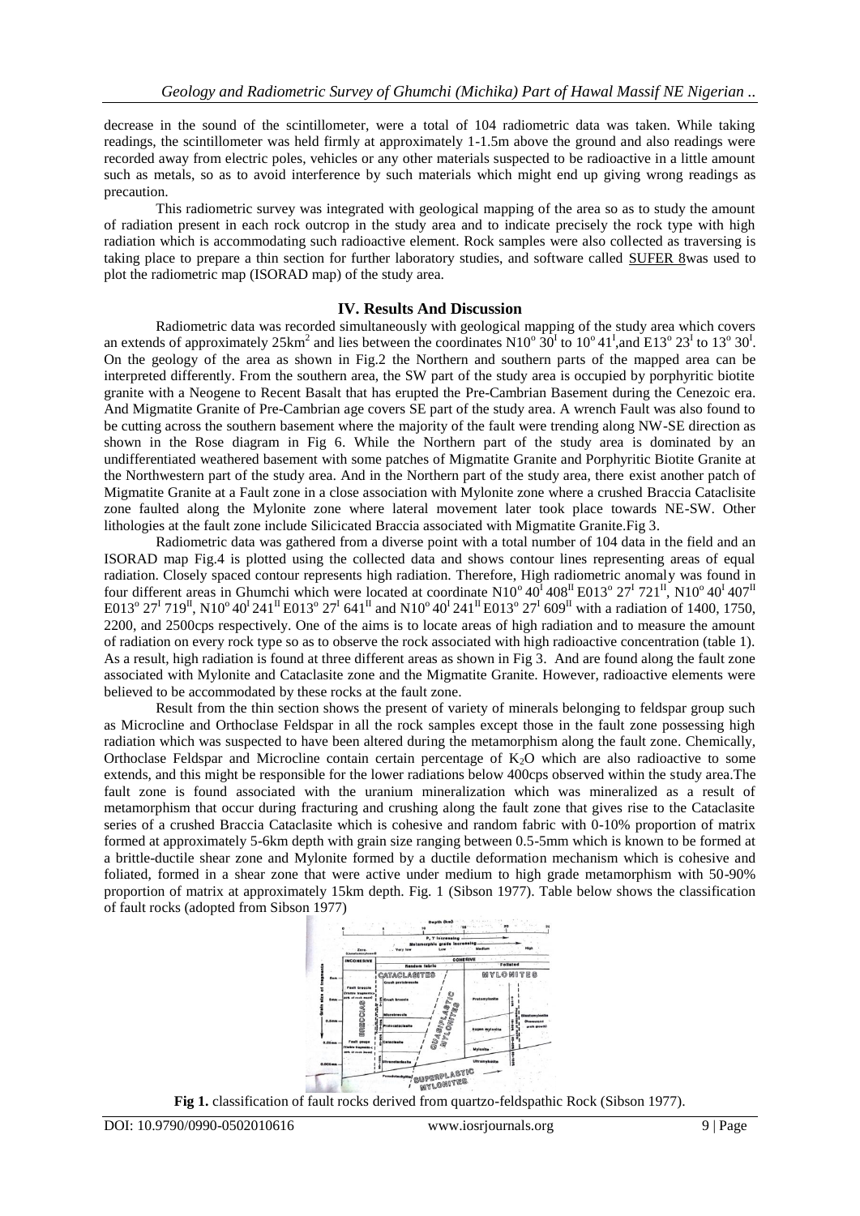decrease in the sound of the scintillometer, were a total of 104 radiometric data was taken. While taking readings, the scintillometer was held firmly at approximately 1-1.5m above the ground and also readings were recorded away from electric poles, vehicles or any other materials suspected to be radioactive in a little amount such as metals, so as to avoid interference by such materials which might end up giving wrong readings as precaution.

This radiometric survey was integrated with geological mapping of the area so as to study the amount of radiation present in each rock outcrop in the study area and to indicate precisely the rock type with high radiation which is accommodating such radioactive element. Rock samples were also collected as traversing is taking place to prepare a thin section for further laboratory studies, and software called SUFER 8was used to plot the radiometric map (ISORAD map) of the study area.

## IV. Results And Discussion

Radiometric data was recorded simultaneously with geological mapping of the study area which covers an extends of approximately $25km^2$ and lies between the coordinates N$10^o$ $30^I$ to $10^o$ $41^I$,and E$13^o$ $23^I$ to $13^o$ $30^I$. On the geology of the area as shown in Fig.2 the Northern and southern parts of the mapped area can be interpreted differently. From the southern area, the SW part of the study area is occupied by porphyritic biotite granite with a Neogene to Recent Basalt that has erupted the Pre-Cambrian Basement during the Cenezoic era. And Migmatite Granite of Pre-Cambrian age covers SE part of the study area. A wrench Fault was also found to be cutting across the southern basement where the majority of the fault were trending along NW-SE direction as shown in the Rose diagram in Fig 6. While the Northern part of the study area is dominated by an undifferentiated weathered basement with some patches of Migmatite Granite and Porphyritic Biotite Granite at the Northwestern part of the study area. And in the Northern part of the study area, there exist another patch of Migmatite Granite at a Fault zone in a close association with Mylonite zone where a crushed Braccia Cataclisite zone faulted along the Mylonite zone where lateral movement later took place towards NE-SW. Other lithologies at the fault zone include Silicicated Braccia associated with Migmatite Granite.Fig 3.

Radiometric data was gathered from a diverse point with a total number of 104 data in the field and an ISORAD map Fig.4 is plotted using the collected data and shows contour lines representing areas of equal radiation. Closely spaced contour represents high radiation. Therefore, High radiometric anomaly was found in four different areas in Ghumchi which were located at coordinate N$10^o$ $40^I$ $408^{II}$ E$013^o$ $27^I$ $721^{II}$, N$10^o$ $40^I$ $407^{II}$ E$013^o$ $27^I$ $719^{II}$, N$10^o$ $40^I$ $241^{II}$ E$013^o$ $27^I$ $641^{II}$ and N$10^o$ $40^I$ $241^{II}$ E$013^o$ $27^I$ $609^{II}$ with a radiation of 1400, 1750, 2200, and 2500cps respectively. One of the aims is to locate areas of high radiation and to measure the amount of radiation on every rock type so as to observe the rock associated with high radioactive concentration (table 1). As a result, high radiation is found at three different areas as shown in Fig 3. And are found along the fault zone associated with Mylonite and Cataclasite zone and the Migmatite Granite. However, radioactive elements were believed to be accommodated by these rocks at the fault zone.

Result from the thin section shows the present of variety of minerals belonging to feldspar group such as Microcline and Orthoclase Feldspar in all the rock samples except those in the fault zone possessing high radiation which was suspected to have been altered during the metamorphism along the fault zone. Chemically, Orthoclase Feldspar and Microcline contain certain percentage of $K_2O$ which are also radioactive to some extends, and this might be responsible for the lower radiations below 400cps observed within the study area.The fault zone is found associated with the uranium mineralization which was mineralized as a result of metamorphism that occur during fracturing and crushing along the fault zone that gives rise to the Cataclasite series of a crushed Braccia Cataclasite which is cohesive and random fabric with 0-10% proportion of matrix formed at approximately 5-6km depth with grain size ranging between 0.5-5mm which is known to be formed at a brittle-ductile shear zone and Mylonite formed by a ductile deformation mechanism which is cohesive and foliated, formed in a shear zone that were active under medium to high grade metamorphism with 50-90% proportion of matrix at approximately 15km depth. Fig. 1 (Sibson 1977). Table below shows the classification of fault rocks (adopted from Sibson 1977)

**Fig 1.** classification of fault rocks derived from quartzo-feldspathic Rock (Sibson 1977).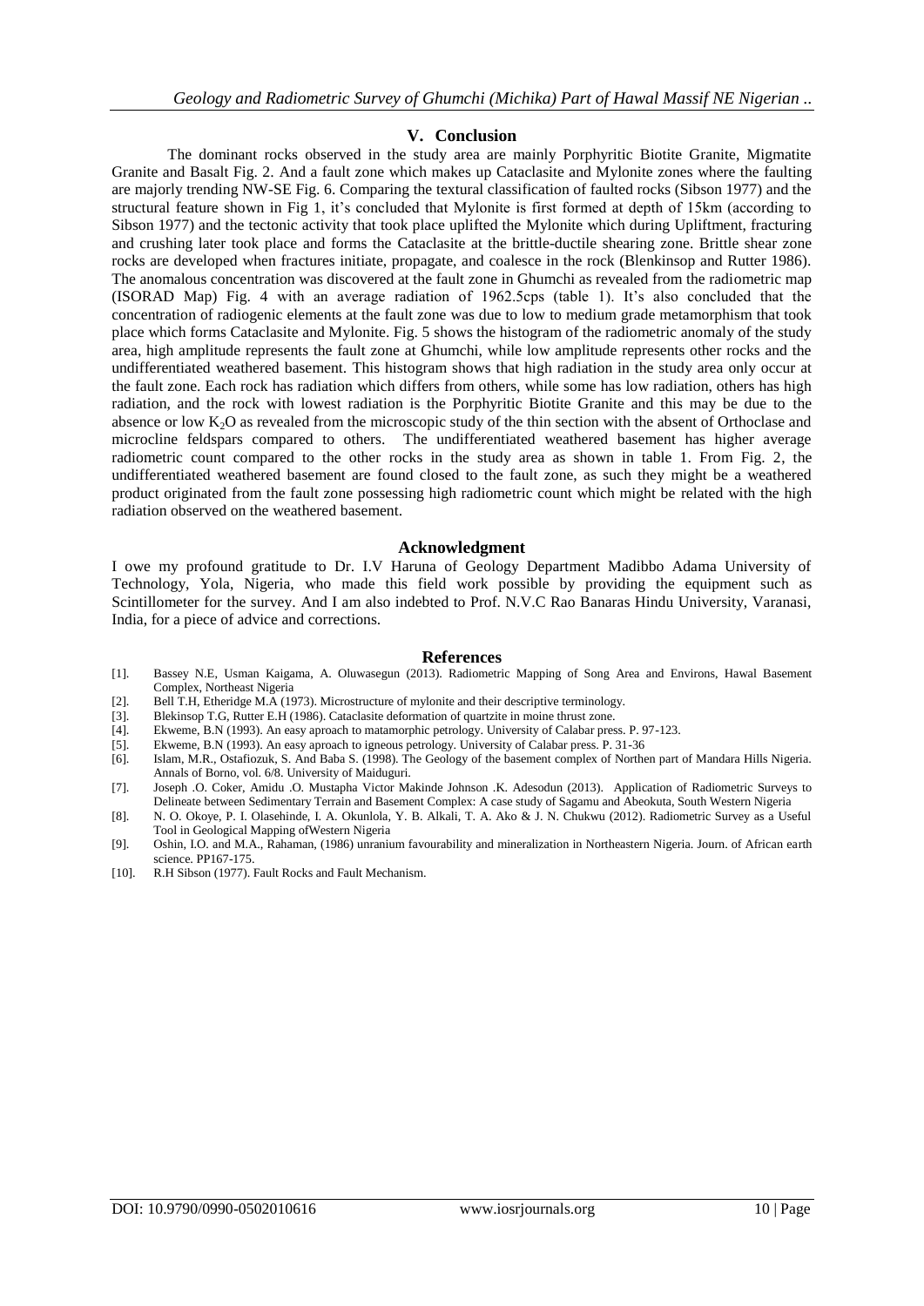## V. Conclusion

The dominant rocks observed in the study area are mainly Porphyritic Biotite Granite, Migmatite Granite and Basalt Fig. 2. And a fault zone which makes up Cataclasite and Mylonite zones where the faulting are majorly trending NW-SE Fig. 6. Comparing the textural classification of faulted rocks (Sibson 1977) and the structural feature shown in Fig 1, it's concluded that Mylonite is first formed at depth of 15km (according to Sibson 1977) and the tectonic activity that took place uplifted the Mylonite which during Upliftment, fracturing and crushing later took place and forms the Cataclasite at the brittle-ductile shearing zone. Brittle shear zone rocks are developed when fractures initiate, propagate, and coalesce in the rock (Blenkinsop and Rutter 1986). The anomalous concentration was discovered at the fault zone in Ghumchi as revealed from the radiometric map (ISORAD Map) Fig. 4 with an average radiation of 1962.5cps (table 1). It's also concluded that the concentration of radiogenic elements at the fault zone was due to low to medium grade metamorphism that took place which forms Cataclasite and Mylonite. Fig. 5 shows the histogram of the radiometric anomaly of the study area, high amplitude represents the fault zone at Ghumchi, while low amplitude represents other rocks and the undifferentiated weathered basement. This histogram shows that high radiation in the study area only occur at the fault zone. Each rock has radiation which differs from others, while some has low radiation, others has high radiation, and the rock with lowest radiation is the Porphyritic Biotite Granite and this may be due to the absence or low $K_2O$ as revealed from the microscopic study of the thin section with the absent of Orthoclase and microcline feldspars compared to others. The undifferentiated weathered basement has higher average radiometric count compared to the other rocks in the study area as shown in table 1. From Fig. 2, the undifferentiated weathered basement are found closed to the fault zone, as such they might be a weathered product originated from the fault zone possessing high radiometric count which might be related with the high radiation observed on the weathered basement.

## Acknowledgment

I owe my profound gratitude to Dr. I.V Haruna of Geology Department Madibbo Adama University of Technology, Yola, Nigeria, who made this field work possible by providing the equipment such as Scintillometer for the survey. And I am also indebted to Prof. N.V.C Rao Banaras Hindu University, Varanasi, India, for a piece of advice and corrections.

## References

[1]. Bassey N.E, Usman Kaigama, A. Oluwasegun (2013). Radiometric Mapping of Song Area and Environs, Hawal Basement Complex, Northeast Nigeria

[2]. Bell T.H, Etheridge M.A (1973). Microstructure of mylonite and their descriptive terminology.

[3]. Blekinsop T.G, Rutter E.H (1986). Cataclasite deformation of quartzite in moine thrust zone.

[4]. Ekweme, B.N (1993). An easy aproach to matamorphic petrology. University of Calabar press. P. 97-123.

[5]. Ekweme, B.N (1993). An easy aproach to igneous petrology. University of Calabar press. P. 31-36

[6]. Islam, M.R., Ostafiozuk, S. And Baba S. (1998). The Geology of the basement complex of Northen part of Mandara Hills Nigeria. Annals of Borno, vol. 6/8. University of Maiduguri.

[7]. Joseph .O. Coker, Amidu .O. Mustapha Victor Makinde Johnson .K. Adesodun (2013). Application of Radiometric Surveys to Delineate between Sedimentary Terrain and Basement Complex: A case study of Sagamu and Abeokuta, South Western Nigeria

[8]. N. O. Okoye, P. I. Olasehinde, I. A. Okunlola, Y. B. Alkali, T. A. Ako & J. N. Chukwu (2012). Radiometric Survey as a Useful Tool in Geological Mapping ofWestern Nigeria

[9]. Oshin, I.O. and M.A., Rahaman, (1986) unranium favourability and mineralization in Northeastern Nigeria. Journ. of African earth science. PP167-175.

[10]. R.H Sibson (1977). Fault Rocks and Fault Mechanism.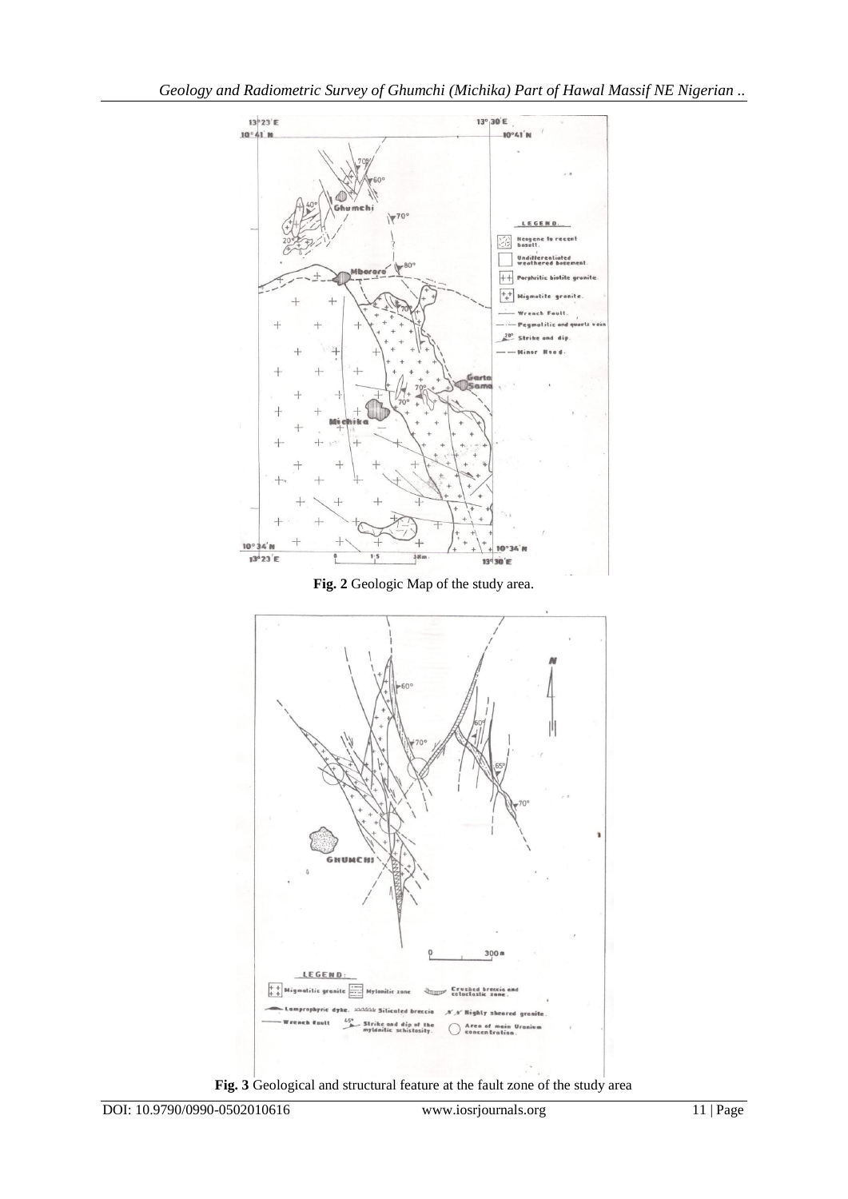Fig. 2 Geologic Map of the study area.

Fig. 3 Geological and structural feature at the fault zone of the study area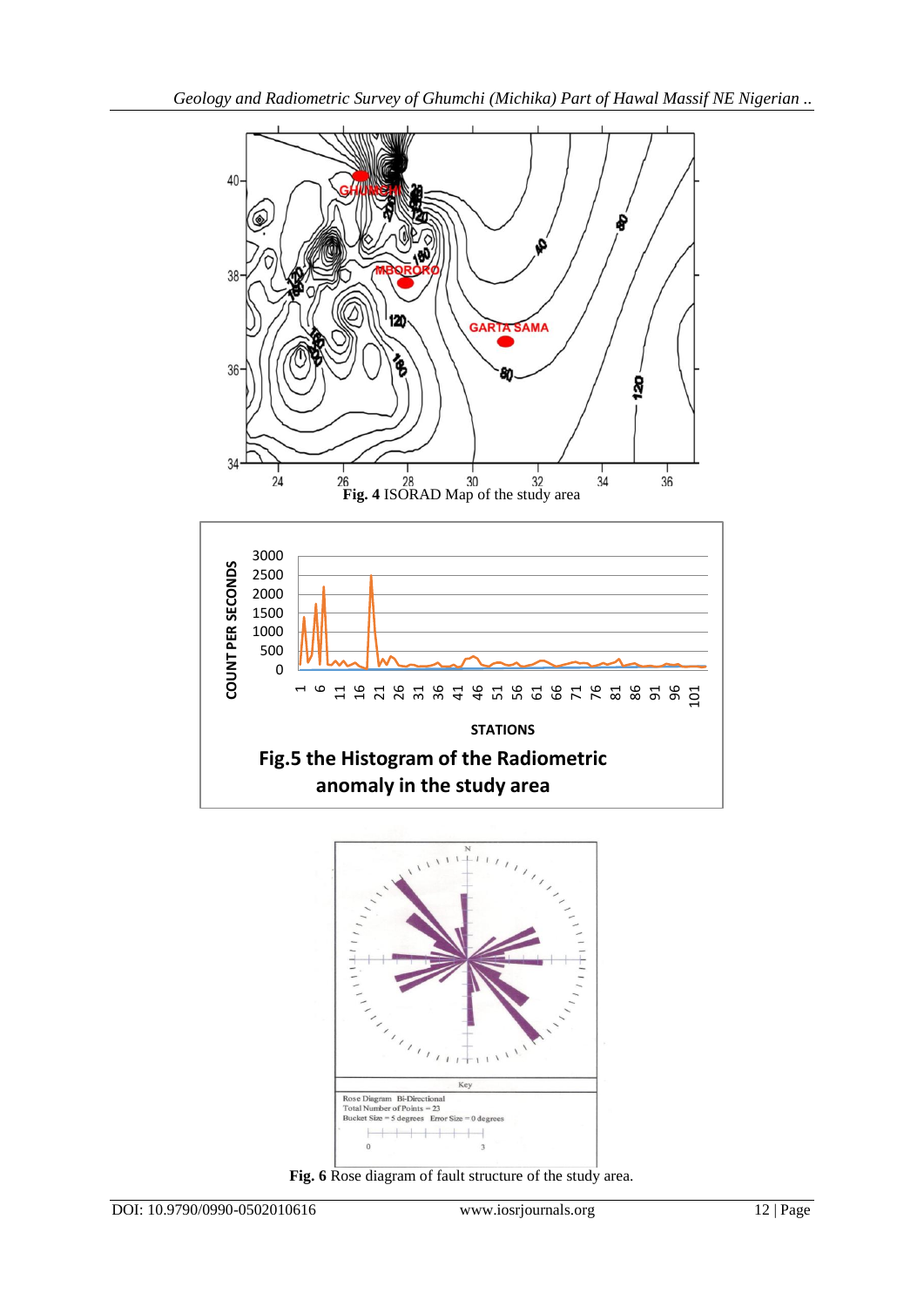**Fig. 4** ISORAD Map of the study area

**Fig.5 the Histogram of the Radiometric anomaly in the study area**

**Fig. 6** Rose diagram of fault structure of the study area.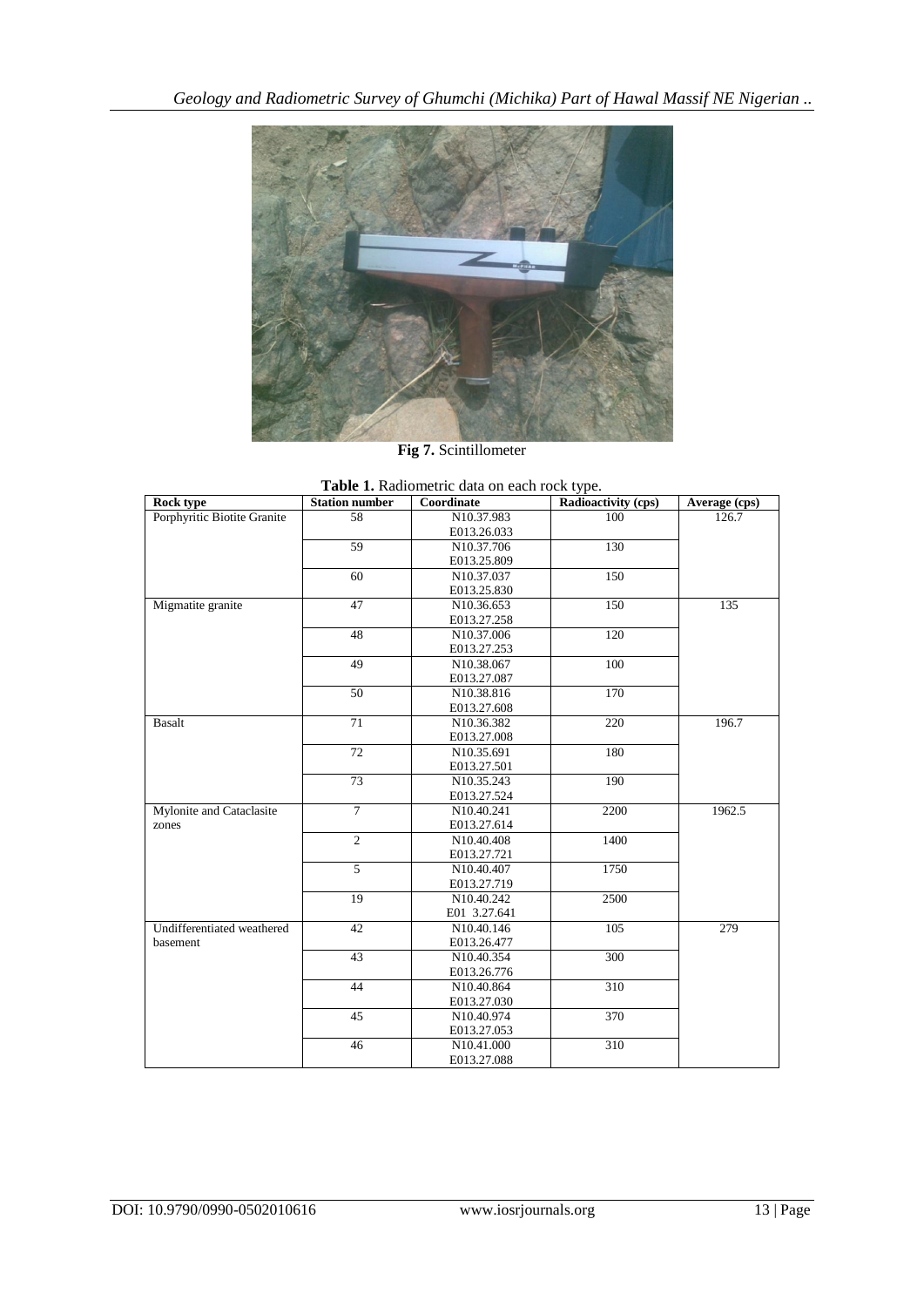**Fig 7.** Scintillometer

**Table 1.** Radiometric data on each rock type.

| Rock type | Station number | Coordinate | Radioactivity (cps) | Average (cps) |
|---|---|---|---|---|
| Porphyritic Biotite Granite | 58 | N10.37.983 E013.26.033 | 100 | 126.7 |
| | 59 | N10.37.706 E013.25.809 | 130 | |
| | 60 | N10.37.037 E013.25.830 | 150 | |
| Migmatite granite | 47 | N10.36.653 E013.27.258 | 150 | 135 |
| | 48 | N10.37.006 E013.27.253 | 120 | |
| | 49 | N10.38.067 E013.27.087 | 100 | |
| | 50 | N10.38.816 E013.27.608 | 170 | |
| Basalt | 71 | N10.36.382 E013.27.008 | 220 | 196.7 |
| | 72 | N10.35.691 E013.27.501 | 180 | |
| | 73 | N10.35.243 E013.27.524 | 190 | |
| Mylonite and Cataclasite zones | 7 | N10.40.241 E013.27.614 | 2200 | 1962.5 |
| | 2 | N10.40.408 E013.27.721 | 1400 | |
| | 5 | N10.40.407 E013.27.719 | 1750 | |
| | 19 | N10.40.242 E01 3.27.641 | 2500 | |
| Undifferentiated weathered basement | 42 | N10.40.146 E013.26.477 | 105 | 279 |
| | 43 | N10.40.354 E013.26.776 | 300 | |
| | 44 | N10.40.864 E013.27.030 | 310 | |
| | 45 | N10.40.974 E013.27.053 | 370 | |
| | 46 | N10.41.000 E013.27.088 | 310 | |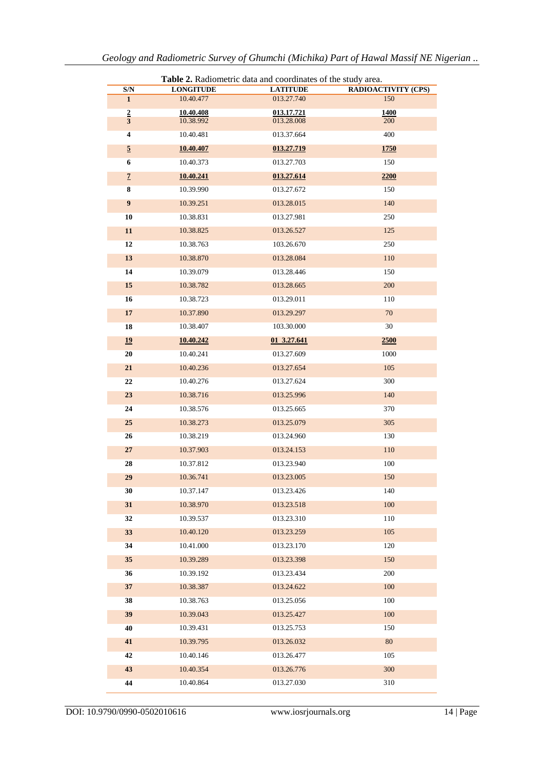**Table 2.** Radiometric data and coordinates of the study area.

| S/N | LONGITUDE | LATITUDE | RADIOACTIVITY (CPS) |
|---|---|---|---|
| 1 | 10.40.477 | 013.27.740 | 150 |
| <u>2</u> | <u>10.40.408</u> | <u>013.17.721</u> | <u>1400</u> |
| 3 | 10.38.992 | 013.28.008 | 200 |
| 4 | 10.40.481 | 013.37.664 | 400 |
| <u>5</u> | <u>10.40.407</u> | <u>013.27.719</u> | <u>1750</u> |
| 6 | 10.40.373 | 013.27.703 | 150 |
| <u>7</u> | <u>10.40.241</u> | <u>013.27.614</u> | <u>2200</u> |
| 8 | 10.39.990 | 013.27.672 | 150 |
| 9 | 10.39.251 | 013.28.015 | 140 |
| 10 | 10.38.831 | 013.27.981 | 250 |
| 11 | 10.38.825 | 013.26.527 | 125 |
| 12 | 10.38.763 | 103.26.670 | 250 |
| 13 | 10.38.870 | 013.28.084 | 110 |
| 14 | 10.39.079 | 013.28.446 | 150 |
| 15 | 10.38.782 | 013.28.665 | 200 |
| 16 | 10.38.723 | 013.29.011 | 110 |
| 17 | 10.37.890 | 013.29.297 | 70 |
| 18 | 10.38.407 | 103.30.000 | 30 |
| <u>19</u> | <u>10.40.242</u> | <u>01 3.27.641</u> | <u>2500</u> |
| 20 | 10.40.241 | 013.27.609 | 1000 |
| 21 | 10.40.236 | 013.27.654 | 105 |
| 22 | 10.40.276 | 013.27.624 | 300 |
| 23 | 10.38.716 | 013.25.996 | 140 |
| 24 | 10.38.576 | 013.25.665 | 370 |
| 25 | 10.38.273 | 013.25.079 | 305 |
| 26 | 10.38.219 | 013.24.960 | 130 |
| 27 | 10.37.903 | 013.24.153 | 110 |
| 28 | 10.37.812 | 013.23.940 | 100 |
| 29 | 10.36.741 | 013.23.005 | 150 |
| 30 | 10.37.147 | 013.23.426 | 140 |
| 31 | 10.38.970 | 013.23.518 | 100 |
| 32 | 10.39.537 | 013.23.310 | 110 |
| 33 | 10.40.120 | 013.23.259 | 105 |
| 34 | 10.41.000 | 013.23.170 | 120 |
| 35 | 10.39.289 | 013.23.398 | 150 |
| 36 | 10.39.192 | 013.23.434 | 200 |
| 37 | 10.38.387 | 013.24.622 | 100 |
| 38 | 10.38.763 | 013.25.056 | 100 |
| 39 | 10.39.043 | 013.25.427 | 100 |
| 40 | 10.39.431 | 013.25.753 | 150 |
| 41 | 10.39.795 | 013.26.032 | 80 |
| 42 | 10.40.146 | 013.26.477 | 105 |
| 43 | 10.40.354 | 013.26.776 | 300 |
| 44 | 10.40.864 | 013.27.030 | 310 |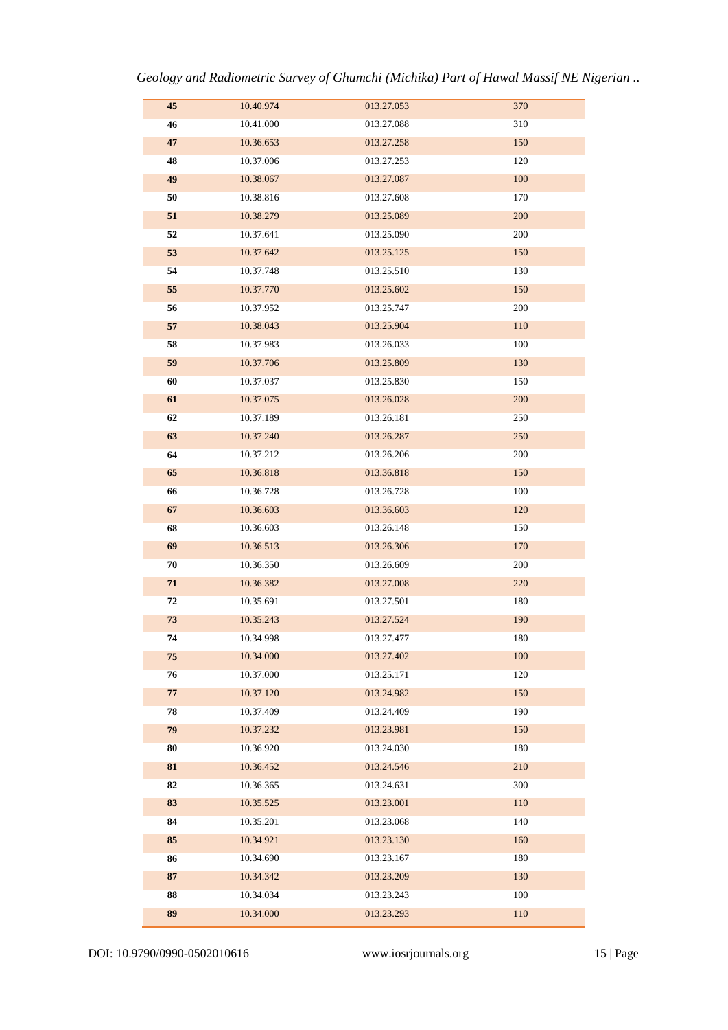| 45 | 10.40.974 | 013.27.053 | 370 |
|---|---|---|---|
| 46 | 10.41.000 | 013.27.088 | 310 |
| 47 | 10.36.653 | 013.27.258 | 150 |
| 48 | 10.37.006 | 013.27.253 | 120 |
| 49 | 10.38.067 | 013.27.087 | 100 |
| 50 | 10.38.816 | 013.27.608 | 170 |
| 51 | 10.38.279 | 013.25.089 | 200 |
| 52 | 10.37.641 | 013.25.090 | 200 |
| 53 | 10.37.642 | 013.25.125 | 150 |
| 54 | 10.37.748 | 013.25.510 | 130 |
| 55 | 10.37.770 | 013.25.602 | 150 |
| 56 | 10.37.952 | 013.25.747 | 200 |
| 57 | 10.38.043 | 013.25.904 | 110 |
| 58 | 10.37.983 | 013.26.033 | 100 |
| 59 | 10.37.706 | 013.25.809 | 130 |
| 60 | 10.37.037 | 013.25.830 | 150 |
| 61 | 10.37.075 | 013.26.028 | 200 |
| 62 | 10.37.189 | 013.26.181 | 250 |
| 63 | 10.37.240 | 013.26.287 | 250 |
| 64 | 10.37.212 | 013.26.206 | 200 |
| 65 | 10.36.818 | 013.36.818 | 150 |
| 66 | 10.36.728 | 013.26.728 | 100 |
| 67 | 10.36.603 | 013.36.603 | 120 |
| 68 | 10.36.603 | 013.26.148 | 150 |
| 69 | 10.36.513 | 013.26.306 | 170 |
| 70 | 10.36.350 | 013.26.609 | 200 |
| 71 | 10.36.382 | 013.27.008 | 220 |
| 72 | 10.35.691 | 013.27.501 | 180 |
| 73 | 10.35.243 | 013.27.524 | 190 |
| 74 | 10.34.998 | 013.27.477 | 180 |
| 75 | 10.34.000 | 013.27.402 | 100 |
| 76 | 10.37.000 | 013.25.171 | 120 |
| 77 | 10.37.120 | 013.24.982 | 150 |
| 78 | 10.37.409 | 013.24.409 | 190 |
| 79 | 10.37.232 | 013.23.981 | 150 |
| 80 | 10.36.920 | 013.24.030 | 180 |
| 81 | 10.36.452 | 013.24.546 | 210 |
| 82 | 10.36.365 | 013.24.631 | 300 |
| 83 | 10.35.525 | 013.23.001 | 110 |
| 84 | 10.35.201 | 013.23.068 | 140 |
| 85 | 10.34.921 | 013.23.130 | 160 |
| 86 | 10.34.690 | 013.23.167 | 180 |
| 87 | 10.34.342 | 013.23.209 | 130 |
| 88 | 10.34.034 | 013.23.243 | 100 |
| 89 | 10.34.000 | 013.23.293 | 110 |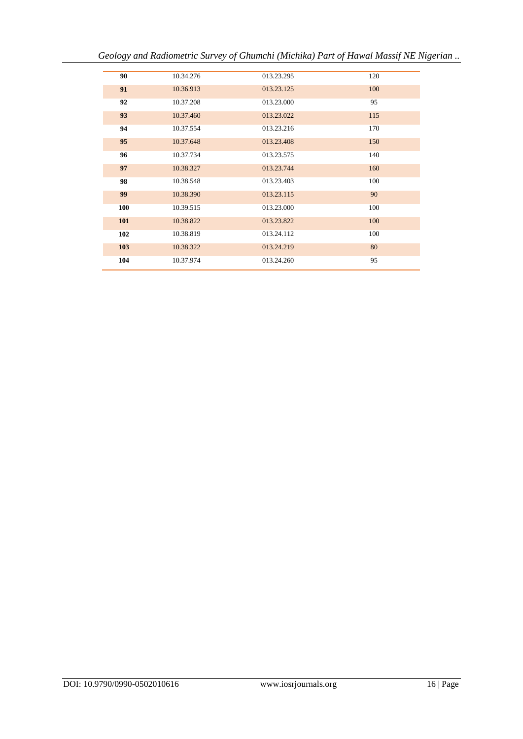| | | | |
|---|---|---|---|
| **90** | 10.34.276 | 013.23.295 | 120 |
| **91** | 10.36.913 | 013.23.125 | 100 |
| **92** | 10.37.208 | 013.23.000 | 95 |
| **93** | 10.37.460 | 013.23.022 | 115 |
| **94** | 10.37.554 | 013.23.216 | 170 |
| **95** | 10.37.648 | 013.23.408 | 150 |
| **96** | 10.37.734 | 013.23.575 | 140 |
| **97** | 10.38.327 | 013.23.744 | 160 |
| **98** | 10.38.548 | 013.23.403 | 100 |
| **99** | 10.38.390 | 013.23.115 | 90 |
| **100** | 10.39.515 | 013.23.000 | 100 |
| **101** | 10.38.822 | 013.23.822 | 100 |
| **102** | 10.38.819 | 013.24.112 | 100 |
| **103** | 10.38.322 | 013.24.219 | 80 |
| **104** | 10.37.974 | 013.24.260 | 95 |